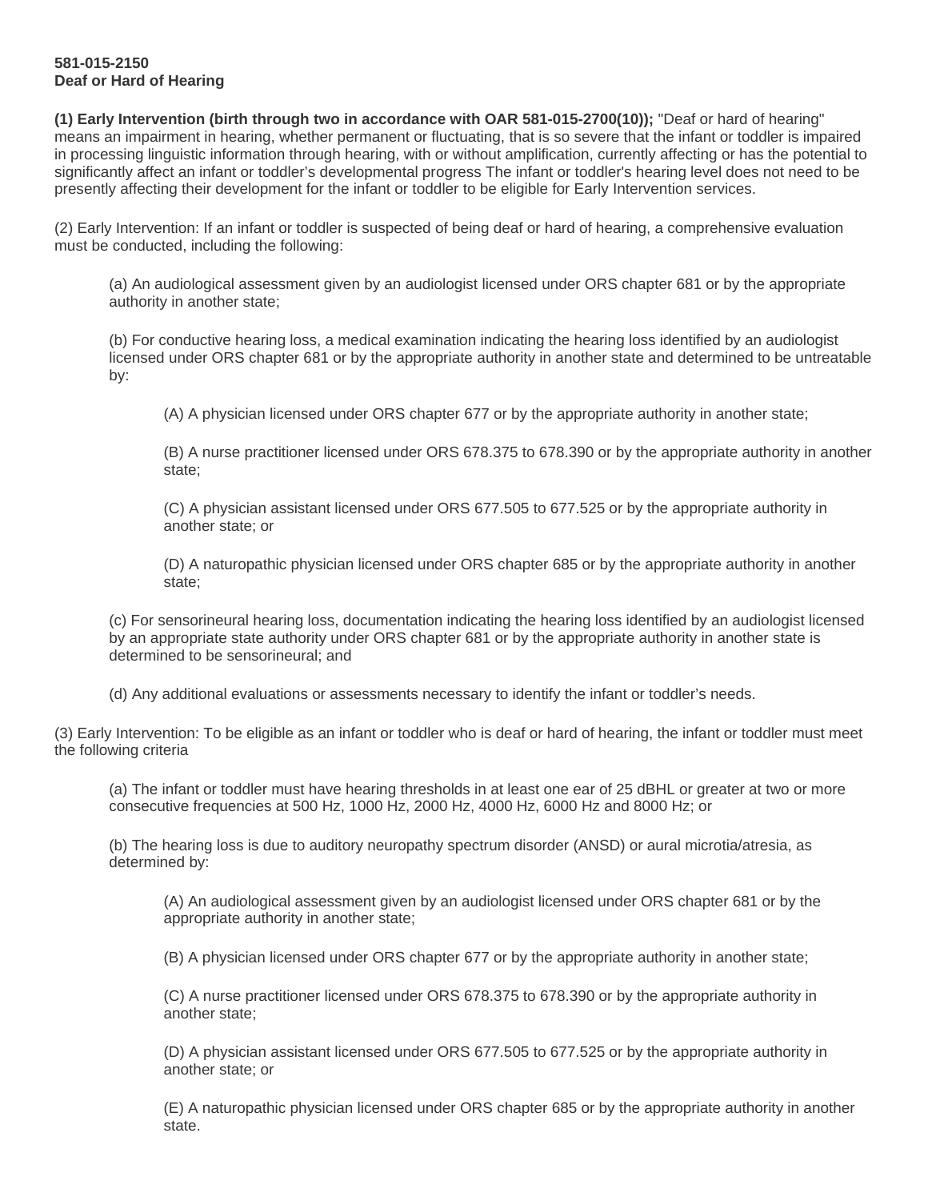**581-015-2150**
**Deaf or Hard of Hearing**

**(1) Early Intervention (birth through two in accordance with OAR 581-015-2700(10));** "Deaf or hard of hearing" means an impairment in hearing, whether permanent or fluctuating, that is so severe that the infant or toddler is impaired in processing linguistic information through hearing, with or without amplification, currently affecting or has the potential to significantly affect an infant or toddler's developmental progress The infant or toddler's hearing level does not need to be presently affecting their development for the infant or toddler to be eligible for Early Intervention services.

(2) Early Intervention: If an infant or toddler is suspected of being deaf or hard of hearing, a comprehensive evaluation must be conducted, including the following:

> (a) An audiological assessment given by an audiologist licensed under ORS chapter 681 or by the appropriate authority in another state;
>
> (b) For conductive hearing loss, a medical examination indicating the hearing loss identified by an audiologist licensed under ORS chapter 681 or by the appropriate authority in another state and determined to be untreatable by:
>
> > (A) A physician licensed under ORS chapter 677 or by the appropriate authority in another state;
> >
> > (B) A nurse practitioner licensed under ORS 678.375 to 678.390 or by the appropriate authority in another state;
> >
> > (C) A physician assistant licensed under ORS 677.505 to 677.525 or by the appropriate authority in another state; or
> >
> > (D) A naturopathic physician licensed under ORS chapter 685 or by the appropriate authority in another state;
>
> (c) For sensorineural hearing loss, documentation indicating the hearing loss identified by an audiologist licensed by an appropriate state authority under ORS chapter 681 or by the appropriate authority in another state is determined to be sensorineural; and
>
> (d) Any additional evaluations or assessments necessary to identify the infant or toddler's needs.

(3) Early Intervention: To be eligible as an infant or toddler who is deaf or hard of hearing, the infant or toddler must meet the following criteria

> (a) The infant or toddler must have hearing thresholds in at least one ear of 25 dBHL or greater at two or more consecutive frequencies at 500 Hz, 1000 Hz, 2000 Hz, 4000 Hz, 6000 Hz and 8000 Hz; or
>
> (b) The hearing loss is due to auditory neuropathy spectrum disorder (ANSD) or aural microtia/atresia, as determined by:
>
> > (A) An audiological assessment given by an audiologist licensed under ORS chapter 681 or by the appropriate authority in another state;
> >
> > (B) A physician licensed under ORS chapter 677 or by the appropriate authority in another state;
> >
> > (C) A nurse practitioner licensed under ORS 678.375 to 678.390 or by the appropriate authority in another state;
> >
> > (D) A physician assistant licensed under ORS 677.505 to 677.525 or by the appropriate authority in another state; or
> >
> > (E) A naturopathic physician licensed under ORS chapter 685 or by the appropriate authority in another state.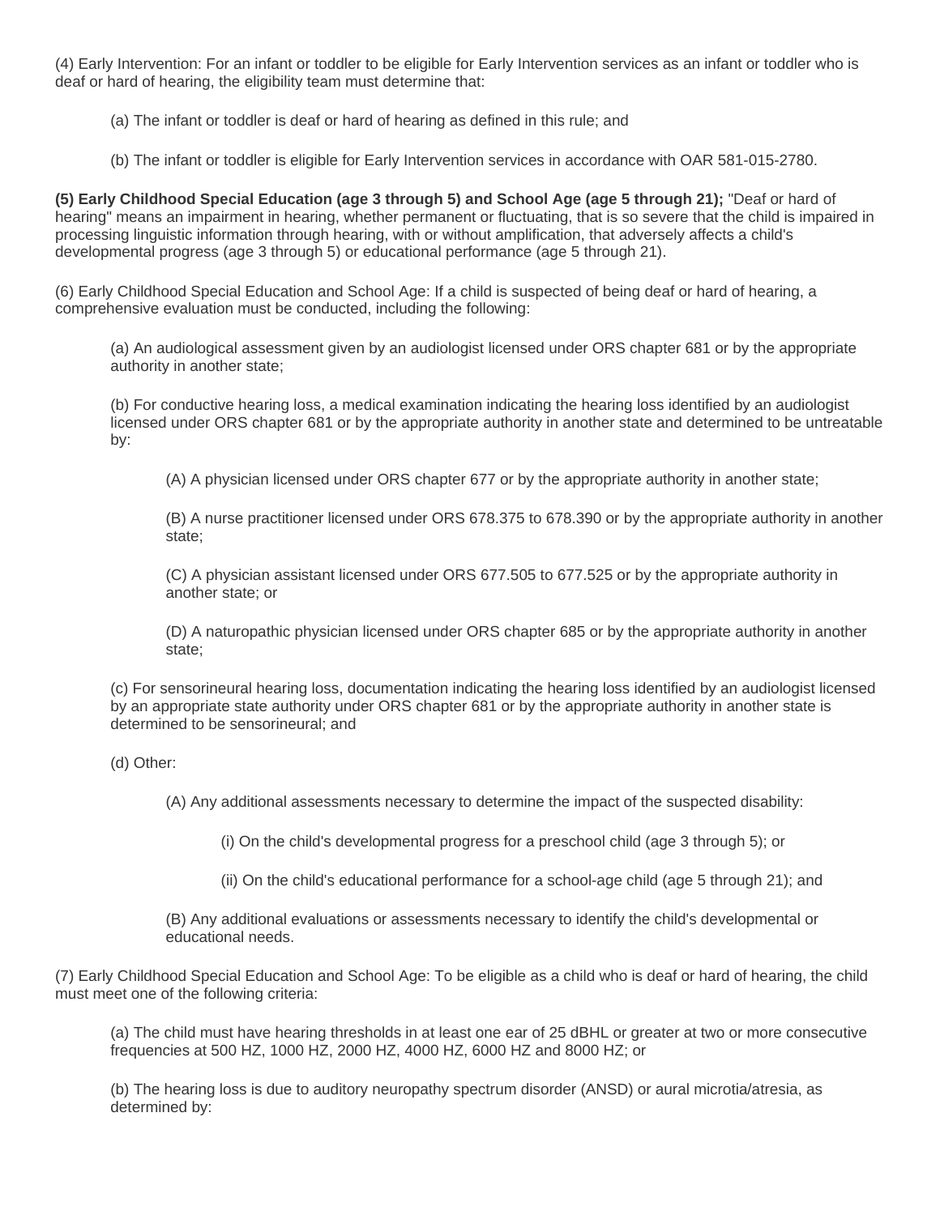(4) Early Intervention: For an infant or toddler to be eligible for Early Intervention services as an infant or toddler who is deaf or hard of hearing, the eligibility team must determine that:

(a) The infant or toddler is deaf or hard of hearing as defined in this rule; and

(b) The infant or toddler is eligible for Early Intervention services in accordance with OAR 581-015-2780.

**(5) Early Childhood Special Education (age 3 through 5) and School Age (age 5 through 21);** "Deaf or hard of hearing" means an impairment in hearing, whether permanent or fluctuating, that is so severe that the child is impaired in processing linguistic information through hearing, with or without amplification, that adversely affects a child's developmental progress (age 3 through 5) or educational performance (age 5 through 21).

(6) Early Childhood Special Education and School Age: If a child is suspected of being deaf or hard of hearing, a comprehensive evaluation must be conducted, including the following:

(a) An audiological assessment given by an audiologist licensed under ORS chapter 681 or by the appropriate authority in another state;

(b) For conductive hearing loss, a medical examination indicating the hearing loss identified by an audiologist licensed under ORS chapter 681 or by the appropriate authority in another state and determined to be untreatable by:

(A) A physician licensed under ORS chapter 677 or by the appropriate authority in another state;

(B) A nurse practitioner licensed under ORS 678.375 to 678.390 or by the appropriate authority in another state;

(C) A physician assistant licensed under ORS 677.505 to 677.525 or by the appropriate authority in another state; or

(D) A naturopathic physician licensed under ORS chapter 685 or by the appropriate authority in another state;

(c) For sensorineural hearing loss, documentation indicating the hearing loss identified by an audiologist licensed by an appropriate state authority under ORS chapter 681 or by the appropriate authority in another state is determined to be sensorineural; and

(d) Other:

(A) Any additional assessments necessary to determine the impact of the suspected disability:

(i) On the child's developmental progress for a preschool child (age 3 through 5); or

(ii) On the child's educational performance for a school-age child (age 5 through 21); and

(B) Any additional evaluations or assessments necessary to identify the child's developmental or educational needs.

(7) Early Childhood Special Education and School Age: To be eligible as a child who is deaf or hard of hearing, the child must meet one of the following criteria:

(a) The child must have hearing thresholds in at least one ear of 25 dBHL or greater at two or more consecutive frequencies at 500 HZ, 1000 HZ, 2000 HZ, 4000 HZ, 6000 HZ and 8000 HZ; or

(b) The hearing loss is due to auditory neuropathy spectrum disorder (ANSD) or aural microtia/atresia, as determined by: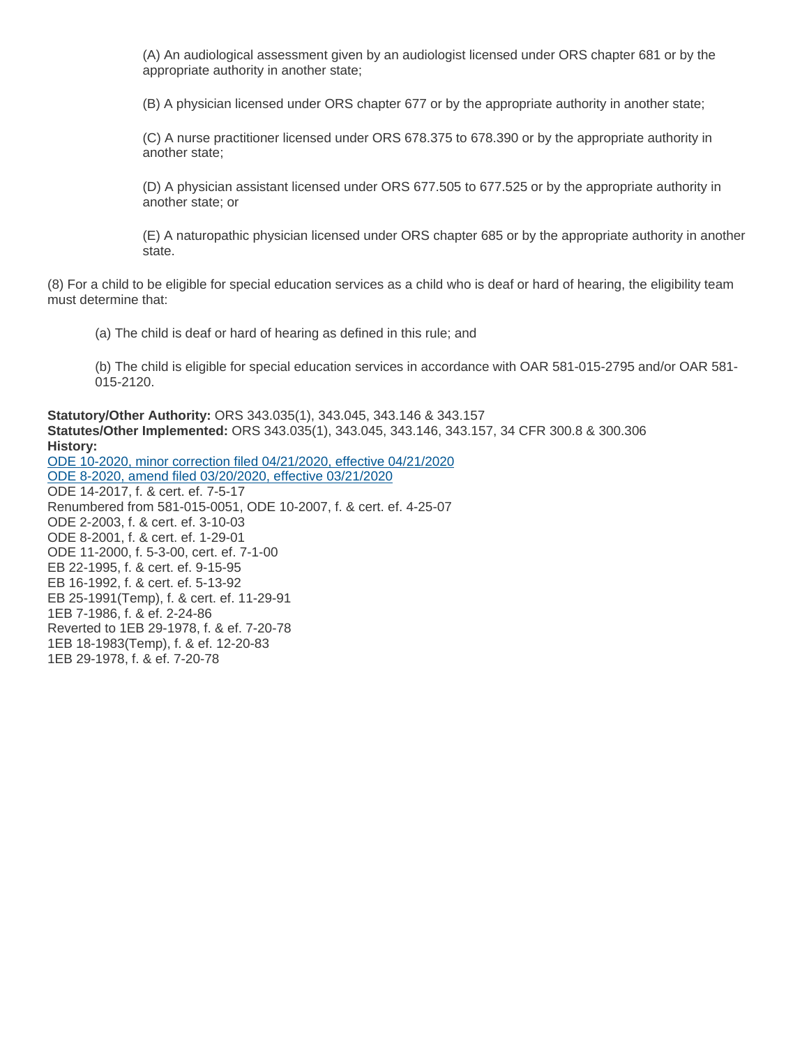(A) An audiological assessment given by an audiologist licensed under ORS chapter 681 or by the appropriate authority in another state;

(B) A physician licensed under ORS chapter 677 or by the appropriate authority in another state;

(C) A nurse practitioner licensed under ORS 678.375 to 678.390 or by the appropriate authority in another state;

(D) A physician assistant licensed under ORS 677.505 to 677.525 or by the appropriate authority in another state; or

(E) A naturopathic physician licensed under ORS chapter 685 or by the appropriate authority in another state.

(8) For a child to be eligible for special education services as a child who is deaf or hard of hearing, the eligibility team must determine that:

(a) The child is deaf or hard of hearing as defined in this rule; and

(b) The child is eligible for special education services in accordance with OAR 581-015-2795 and/or OAR 581-015-2120.

**Statutory/Other Authority:** ORS 343.035(1), 343.045, 343.146 & 343.157
**Statutes/Other Implemented:** ORS 343.035(1), 343.045, 343.146, 343.157, 34 CFR 300.8 & 300.306
**History:**
ODE 10-2020, minor correction filed 04/21/2020, effective 04/21/2020
ODE 8-2020, amend filed 03/20/2020, effective 03/21/2020
ODE 14-2017, f. & cert. ef. 7-5-17
Renumbered from 581-015-0051, ODE 10-2007, f. & cert. ef. 4-25-07
ODE 2-2003, f. & cert. ef. 3-10-03
ODE 8-2001, f. & cert. ef. 1-29-01
ODE 11-2000, f. 5-3-00, cert. ef. 7-1-00
EB 22-1995, f. & cert. ef. 9-15-95
EB 16-1992, f. & cert. ef. 5-13-92
EB 25-1991(Temp), f. & cert. ef. 11-29-91
1EB 7-1986, f. & ef. 2-24-86
Reverted to 1EB 29-1978, f. & ef. 7-20-78
1EB 18-1983(Temp), f. & ef. 12-20-83
1EB 29-1978, f. & ef. 7-20-78